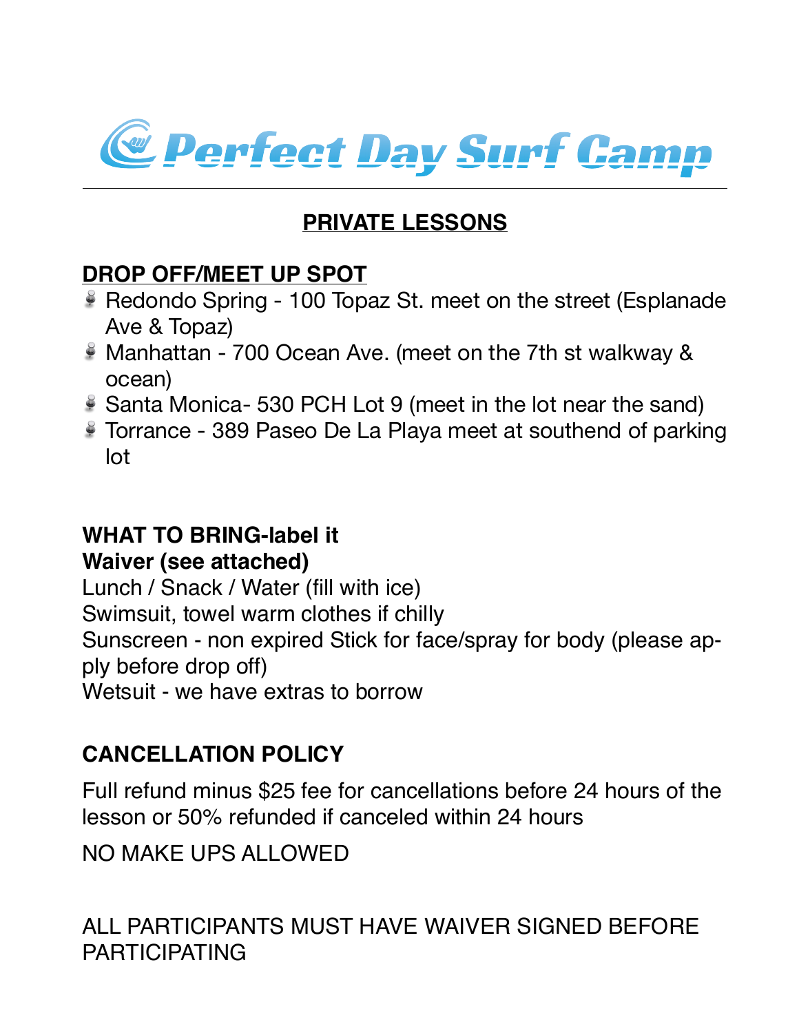# Perfect Day Surf Camp

## PRIVATE LESSONS

### DROP OFF/MEET UP SPOT

- Redondo Spring - 100 Topaz St. meet on the street (Esplanade Ave & Topaz)
- Manhattan - 700 Ocean Ave. (meet on the 7th st walkway & ocean)
- Santa Monica- 530 PCH Lot 9 (meet in the lot near the sand)
- Torrance - 389 Paseo De La Playa meet at southend of parking lot

**WHAT TO BRING-label it**
**Waiver (see attached)**
Lunch / Snack / Water (fill with ice)
Swimsuit, towel warm clothes if chilly
Sunscreen - non expired Stick for face/spray for body (please apply before drop off)
Wetsuit - we have extras to borrow

**CANCELLATION POLICY**

Full refund minus $25 fee for cancellations before 24 hours of the lesson or 50% refunded if canceled within 24 hours

NO MAKE UPS ALLOWED

ALL PARTICIPANTS MUST HAVE WAIVER SIGNED BEFORE PARTICIPATING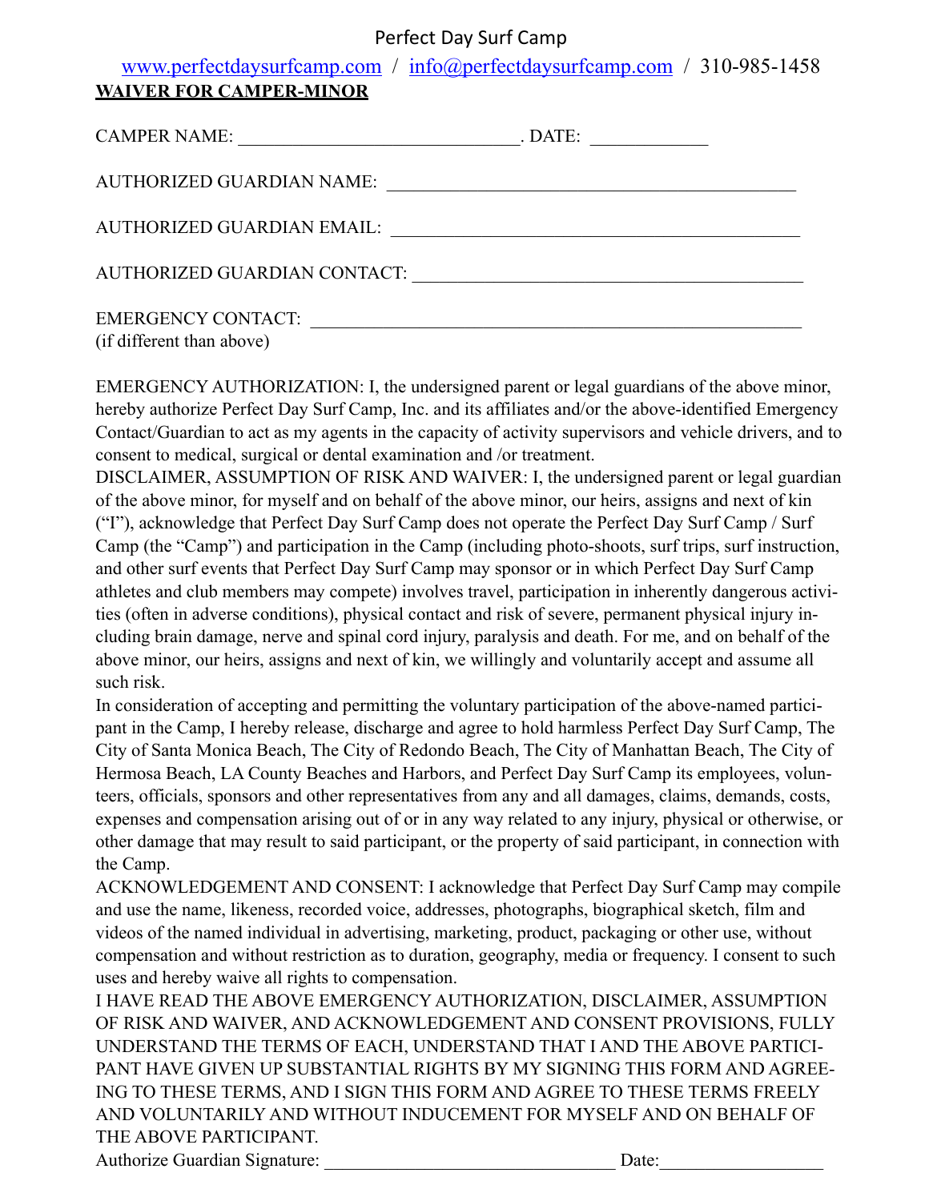Perfect Day Surf Camp

[www.perfectdaysurfcamp.com](http://www.perfectdaysurfcamp.com) / [info@perfectdaysurfcamp.com](mailto:info@perfectdaysurfcamp.com) / 310-985-1458

**WAIVER FOR CAMPER-MINOR**

CAMPER NAME: ______________________________. DATE: ____________

AUTHORIZED GUARDIAN NAME: ____________________________________________

AUTHORIZED GUARDIAN EMAIL: ____________________________________________

AUTHORIZED GUARDIAN CONTACT: __________________________________________

EMERGENCY CONTACT: ____________________________________________________
(if different than above)

EMERGENCY AUTHORIZATION: I, the undersigned parent or legal guardians of the above minor, hereby authorize Perfect Day Surf Camp, Inc. and its affiliates and/or the above-identified Emergency Contact/Guardian to act as my agents in the capacity of activity supervisors and vehicle drivers, and to consent to medical, surgical or dental examination and /or treatment.

DISCLAIMER, ASSUMPTION OF RISK AND WAIVER: I, the undersigned parent or legal guardian of the above minor, for myself and on behalf of the above minor, our heirs, assigns and next of kin ("I"), acknowledge that Perfect Day Surf Camp does not operate the Perfect Day Surf Camp / Surf Camp (the "Camp") and participation in the Camp (including photo-shoots, surf trips, surf instruction, and other surf events that Perfect Day Surf Camp may sponsor or in which Perfect Day Surf Camp athletes and club members may compete) involves travel, participation in inherently dangerous activities (often in adverse conditions), physical contact and risk of severe, permanent physical injury including brain damage, nerve and spinal cord injury, paralysis and death. For me, and on behalf of the above minor, our heirs, assigns and next of kin, we willingly and voluntarily accept and assume all such risk.

In consideration of accepting and permitting the voluntary participation of the above-named participant in the Camp, I hereby release, discharge and agree to hold harmless Perfect Day Surf Camp, The City of Santa Monica Beach, The City of Redondo Beach, The City of Manhattan Beach, The City of Hermosa Beach, LA County Beaches and Harbors, and Perfect Day Surf Camp its employees, volunteers, officials, sponsors and other representatives from any and all damages, claims, demands, costs, expenses and compensation arising out of or in any way related to any injury, physical or otherwise, or other damage that may result to said participant, or the property of said participant, in connection with the Camp.

ACKNOWLEDGEMENT AND CONSENT: I acknowledge that Perfect Day Surf Camp may compile and use the name, likeness, recorded voice, addresses, photographs, biographical sketch, film and videos of the named individual in advertising, marketing, product, packaging or other use, without compensation and without restriction as to duration, geography, media or frequency. I consent to such uses and hereby waive all rights to compensation.

I HAVE READ THE ABOVE EMERGENCY AUTHORIZATION, DISCLAIMER, ASSUMPTION OF RISK AND WAIVER, AND ACKNOWLEDGEMENT AND CONSENT PROVISIONS, FULLY UNDERSTAND THE TERMS OF EACH, UNDERSTAND THAT I AND THE ABOVE PARTICIPANT HAVE GIVEN UP SUBSTANTIAL RIGHTS BY MY SIGNING THIS FORM AND AGREEING TO THESE TERMS, AND I SIGN THIS FORM AND AGREE TO THESE TERMS FREELY AND VOLUNTARILY AND WITHOUT INDUCEMENT FOR MYSELF AND ON BEHALF OF THE ABOVE PARTICIPANT.

Authorize Guardian Signature: _______________________________ Date:_________________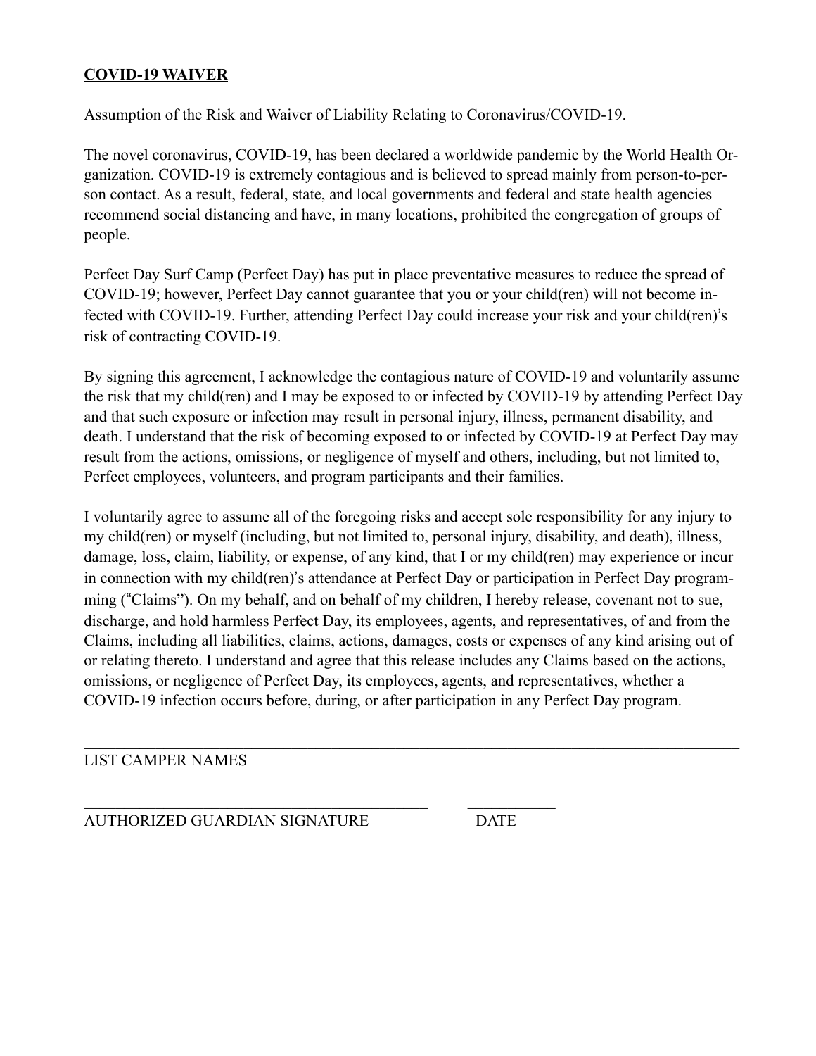**COVID-19 WAIVER**

Assumption of the Risk and Waiver of Liability Relating to Coronavirus/COVID-19.

The novel coronavirus, COVID-19, has been declared a worldwide pandemic by the World Health Organization. COVID-19 is extremely contagious and is believed to spread mainly from person-to-person contact. As a result, federal, state, and local governments and federal and state health agencies recommend social distancing and have, in many locations, prohibited the congregation of groups of people.

Perfect Day Surf Camp (Perfect Day) has put in place preventative measures to reduce the spread of COVID-19; however, Perfect Day cannot guarantee that you or your child(ren) will not become infected with COVID-19. Further, attending Perfect Day could increase your risk and your child(ren)'s risk of contracting COVID-19.

By signing this agreement, I acknowledge the contagious nature of COVID-19 and voluntarily assume the risk that my child(ren) and I may be exposed to or infected by COVID-19 by attending Perfect Day and that such exposure or infection may result in personal injury, illness, permanent disability, and death. I understand that the risk of becoming exposed to or infected by COVID-19 at Perfect Day may result from the actions, omissions, or negligence of myself and others, including, but not limited to, Perfect employees, volunteers, and program participants and their families.

I voluntarily agree to assume all of the foregoing risks and accept sole responsibility for any injury to my child(ren) or myself (including, but not limited to, personal injury, disability, and death), illness, damage, loss, claim, liability, or expense, of any kind, that I or my child(ren) may experience or incur in connection with my child(ren)'s attendance at Perfect Day or participation in Perfect Day programming ("Claims"). On my behalf, and on behalf of my children, I hereby release, covenant not to sue, discharge, and hold harmless Perfect Day, its employees, agents, and representatives, of and from the Claims, including all liabilities, claims, actions, damages, costs or expenses of any kind arising out of or relating thereto. I understand and agree that this release includes any Claims based on the actions, omissions, or negligence of Perfect Day, its employees, agents, and representatives, whether a COVID-19 infection occurs before, during, or after participation in any Perfect Day program.

______________________________________________________________________________

LIST CAMPER NAMES

________________________________________ __________

AUTHORIZED GUARDIAN SIGNATURE DATE